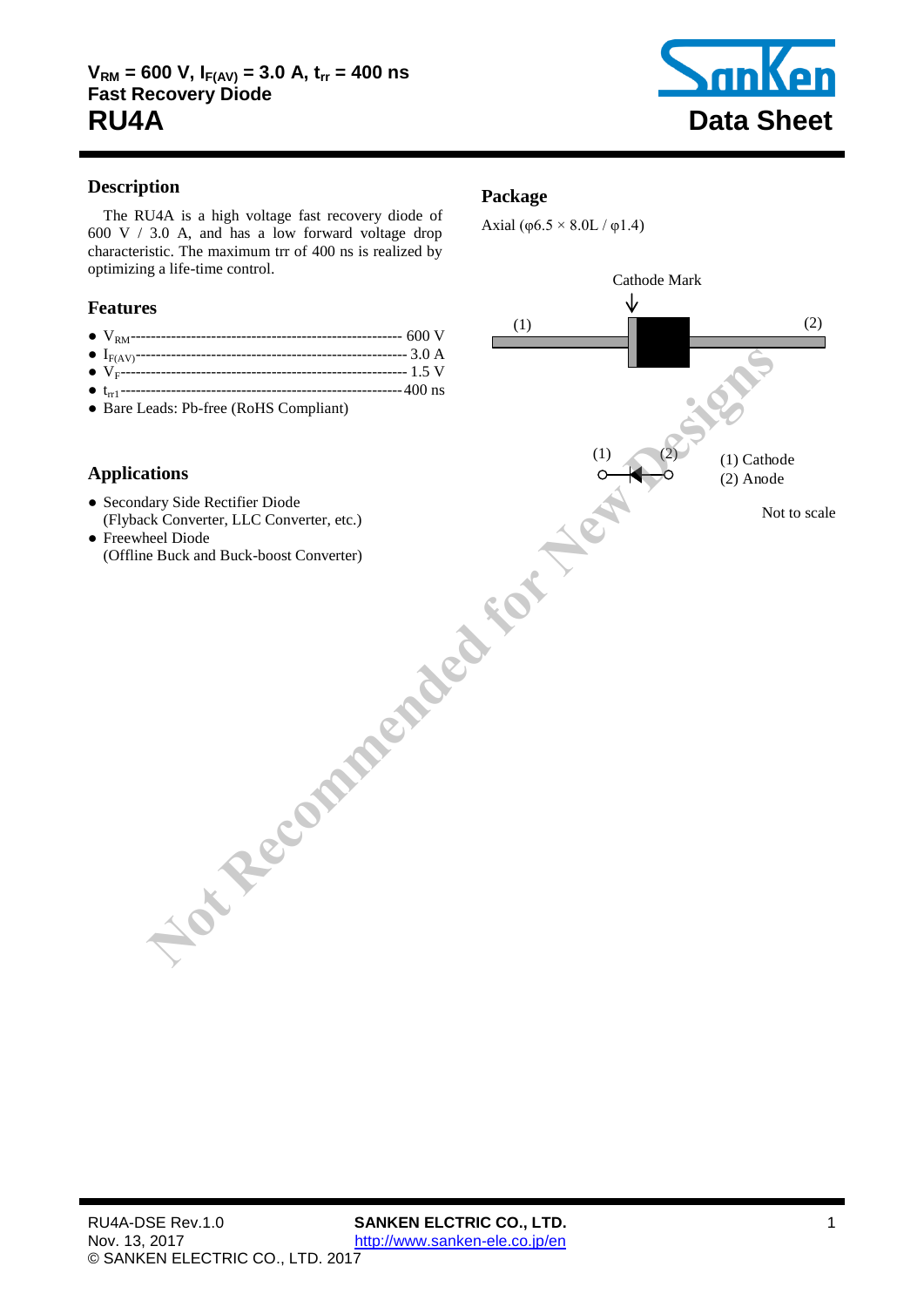# $V_{RM}$ = 600 V, $I_{F(AV)}$ = 3.0 A, $t_{rr}$ = 400 ns
## Fast Recovery Diode
# RU4A

**Data Sheet**

## Description

The RU4A is a high voltage fast recovery diode of 600 V / 3.0 A, and has a low forward voltage drop characteristic. The maximum trr of 400 ns is realized by optimizing a life-time control.

## Features

- $V_{RM}$ ---------- 600 V
- $I_{F(AV)}$ ---------- 3.0 A
- $V_F$ ---------- 1.5 V
- $t_{rr1}$ ---------- 400 ns
- Bare Leads: Pb-free (RoHS Compliant)

## Applications

- Secondary Side Rectifier Diode
  (Flyback Converter, LLC Converter, etc.)
- Freewheel Diode
  (Offline Buck and Buck-boost Converter)

## Package

Axial (φ6.5 × 8.0L / φ1.4)

Cathode Mark

(1) (2)

(1) Cathode
(2) Anode

Not to scale

Not Recommended for New Designs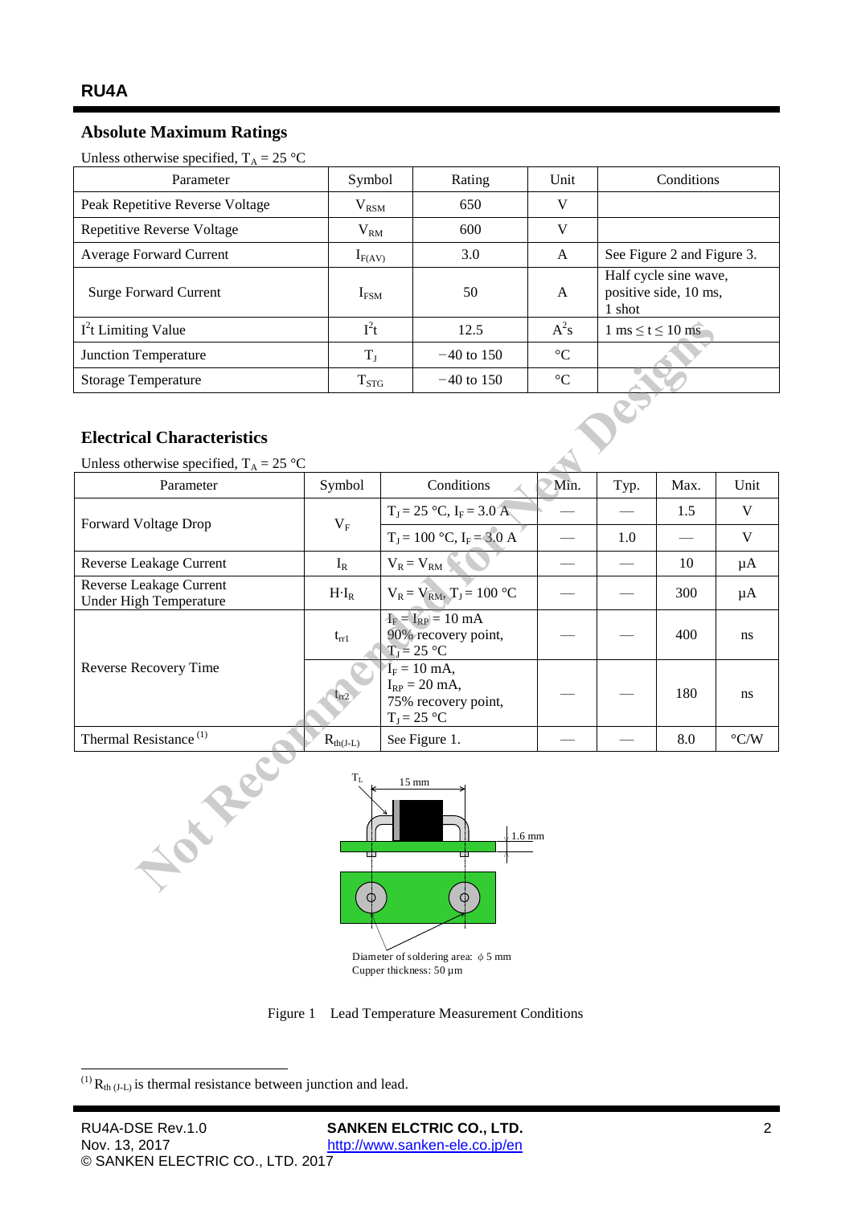## Absolute Maximum Ratings

Unless otherwise specified, $T_A$ = 25 °C

| Parameter | Symbol | Rating | Unit | Conditions |
|---|---|---|---|---|
| Peak Repetitive Reverse Voltage | $V_{RSM}$ | 650 | V | |
| Repetitive Reverse Voltage | $V_{RM}$ | 600 | V | |
| Average Forward Current | $I_{F(AV)}$ | 3.0 | A | See Figure 2 and Figure 3. |
| Surge Forward Current | $I_{FSM}$ | 50 | A | Half cycle sine wave, positive side, 10 ms, 1 shot |
| $I^2t$ Limiting Value | $I^2t$ | 12.5 | $A^2s$ | 1 ms ≤ t ≤ 10 ms |
| Junction Temperature | $T_J$ | −40 to 150 | °C | |
| Storage Temperature | $T_{STG}$ | −40 to 150 | °C | |

## Electrical Characteristics

Unless otherwise specified, $T_A$ = 25 °C

| Parameter | Symbol | Conditions | Min. | Typ. | Max. | Unit |
|---|---|---|---|---|---|---|
| Forward Voltage Drop | $V_F$ | $T_J$ = 25 °C, $I_F$ = 3.0 A | — | — | 1.5 | V |
| | | $T_J$ = 100 °C, $I_F$ = 3.0 A | — | 1.0 | — | V |
| Reverse Leakage Current | $I_R$ | $V_R = V_{RM}$ | — | — | 10 | µA |
| Reverse Leakage Current Under High Temperature | $H·I_R$ | $V_R = V_{RM}$, $T_J$ = 100 °C | — | — | 300 | µA |
| Reverse Recovery Time | $t_{rr1}$ | $I_F = I_{RP}$ = 10 mA, 90% recovery point, $T_J$ = 25 °C | — | — | 400 | ns |
| | $t_{rr2}$ | $I_F$ = 10 mA, $I_{RP}$ = 20 mA, 75% recovery point, $T_J$ = 25 °C | — | — | 180 | ns |
| Thermal Resistance [1] | $R_{th(J-L)}$ | See Figure 1. | — | — | 8.0 | °C/W |

$T_L$

15 mm

1.6 mm

Diameter of soldering area: ϕ 5 mm
Cupper thickness: 50 µm

Figure 1 Lead Temperature Measurement Conditions

[1] $R_{th(J-L)}$ is thermal resistance between junction and lead.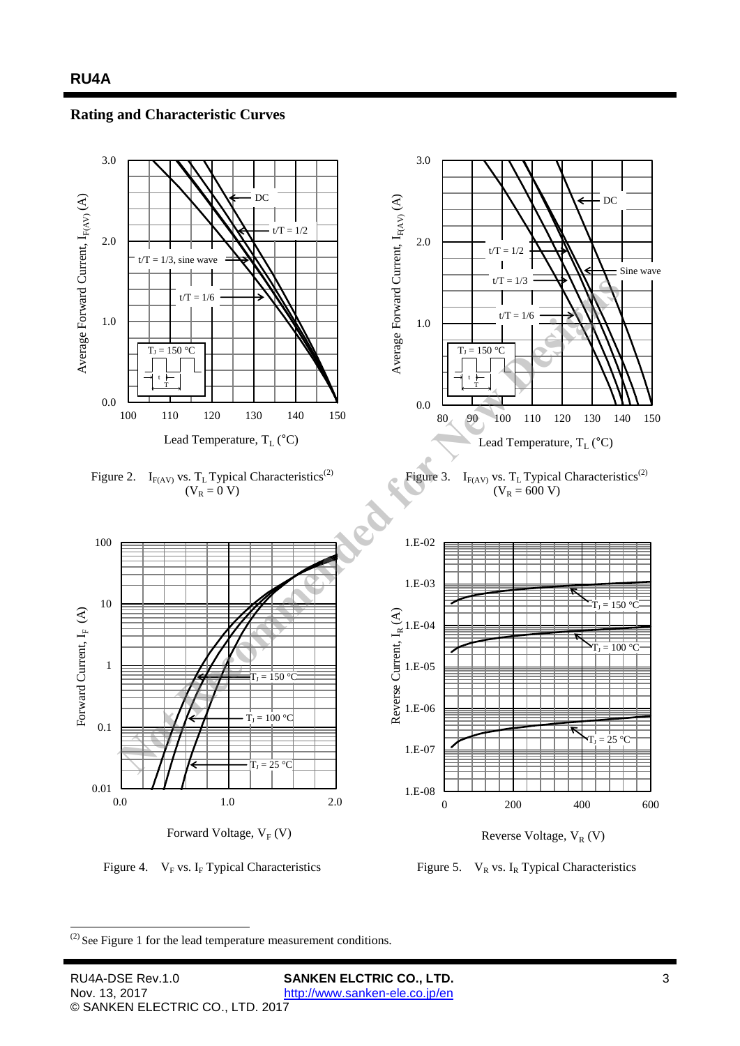## Rating and Characteristic Curves

Figure 2. $I_{F(AV)}$ vs. $T_L$ Typical Characteristics[2] ($V_R$ = 0 V)

Figure 3. $I_{F(AV)}$ vs. $T_L$ Typical Characteristics[2] ($V_R$ = 600 V)

Figure 4. $V_F$ vs. $I_F$ Typical Characteristics

Figure 5. $V_R$ vs. $I_R$ Typical Characteristics

---

[2] See Figure 1 for the lead temperature measurement conditions.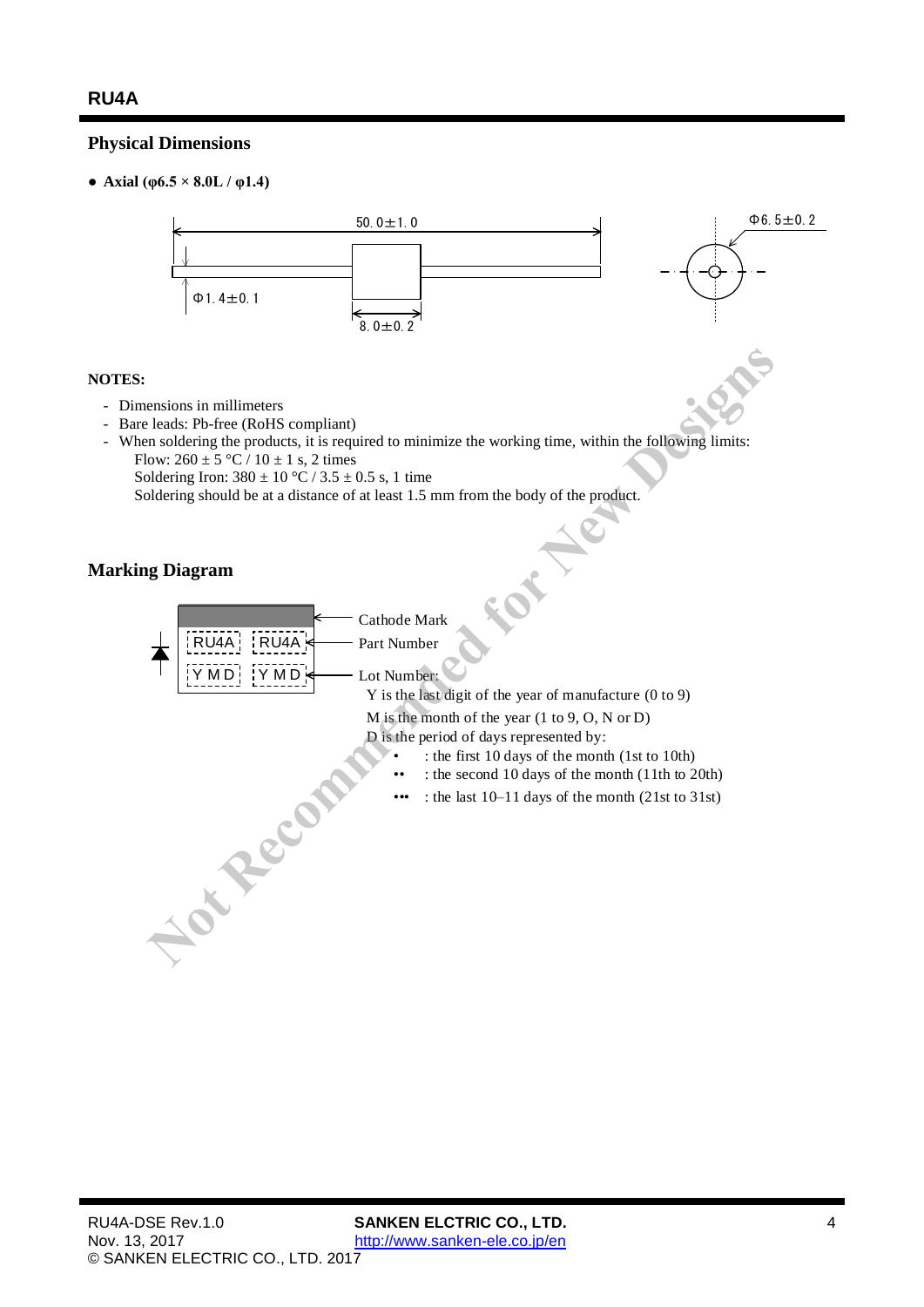## Physical Dimensions

● **Axial (φ6.5 × 8.0L / φ1.4)**

50.0±1.0

Φ6.5±0.2

Φ1.4±0.1

8.0±0.2

**NOTES:**

- Dimensions in millimeters
- Bare leads: Pb-free (RoHS compliant)
- When soldering the products, it is required to minimize the working time, within the following limits:
  Flow: 260 ± 5 °C / 10 ± 1 s, 2 times
  Soldering Iron: 380 ± 10 °C / 3.5 ± 0.5 s, 1 time
  Soldering should be at a distance of at least 1.5 mm from the body of the product.

## Marking Diagram

RU4A RU4A

Y M D Y M D

Cathode Mark

Part Number

Lot Number:

Y is the last digit of the year of manufacture (0 to 9)

M is the month of the year (1 to 9, O, N or D)

D is the period of days represented by:

- • : the first 10 days of the month (1st to 10th)
- •• : the second 10 days of the month (11th to 20th)
- ••• : the last 10–11 days of the month (21st to 31st)

Not Recommended for New Designs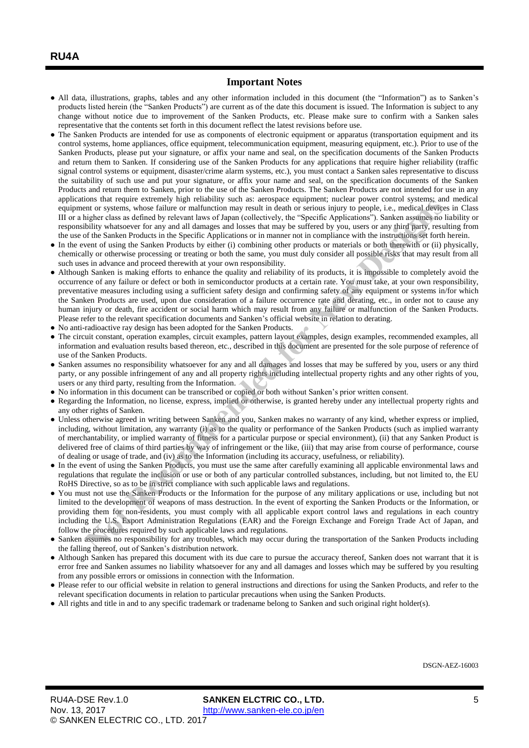## Important Notes

- All data, illustrations, graphs, tables and any other information included in this document (the "Information") as to Sanken's products listed herein (the "Sanken Products") are current as of the date this document is issued. The Information is subject to any change without notice due to improvement of the Sanken Products, etc. Please make sure to confirm with a Sanken sales representative that the contents set forth in this document reflect the latest revisions before use.
- The Sanken Products are intended for use as components of electronic equipment or apparatus (transportation equipment and its control systems, home appliances, office equipment, telecommunication equipment, measuring equipment, etc.). Prior to use of the Sanken Products, please put your signature, or affix your name and seal, on the specification documents of the Sanken Products and return them to Sanken. If considering use of the Sanken Products for any applications that require higher reliability (traffic signal control systems or equipment, disaster/crime alarm systems, etc.), you must contact a Sanken sales representative to discuss the suitability of such use and put your signature, or affix your name and seal, on the specification documents of the Sanken Products and return them to Sanken, prior to the use of the Sanken Products. The Sanken Products are not intended for use in any applications that require extremely high reliability such as: aerospace equipment; nuclear power control systems; and medical equipment or systems, whose failure or malfunction may result in death or serious injury to people, i.e., medical devices in Class III or a higher class as defined by relevant laws of Japan (collectively, the "Specific Applications"). Sanken assumes no liability or responsibility whatsoever for any and all damages and losses that may be suffered by you, users or any third party, resulting from the use of the Sanken Products in the Specific Applications or in manner not in compliance with the instructions set forth herein.
- In the event of using the Sanken Products by either (i) combining other products or materials or both therewith or (ii) physically, chemically or otherwise processing or treating or both the same, you must duly consider all possible risks that may result from all such uses in advance and proceed therewith at your own responsibility.
- Although Sanken is making efforts to enhance the quality and reliability of its products, it is impossible to completely avoid the occurrence of any failure or defect or both in semiconductor products at a certain rate. You must take, at your own responsibility, preventative measures including using a sufficient safety design and confirming safety of any equipment or systems in/for which the Sanken Products are used, upon due consideration of a failure occurrence rate and derating, etc., in order not to cause any human injury or death, fire accident or social harm which may result from any failure or malfunction of the Sanken Products. Please refer to the relevant specification documents and Sanken's official website in relation to derating.
- No anti-radioactive ray design has been adopted for the Sanken Products.
- The circuit constant, operation examples, circuit examples, pattern layout examples, design examples, recommended examples, all information and evaluation results based thereon, etc., described in this document are presented for the sole purpose of reference of use of the Sanken Products.
- Sanken assumes no responsibility whatsoever for any and all damages and losses that may be suffered by you, users or any third party, or any possible infringement of any and all property rights including intellectual property rights and any other rights of you, users or any third party, resulting from the Information.
- No information in this document can be transcribed or copied or both without Sanken's prior written consent.
- Regarding the Information, no license, express, implied or otherwise, is granted hereby under any intellectual property rights and any other rights of Sanken.
- Unless otherwise agreed in writing between Sanken and you, Sanken makes no warranty of any kind, whether express or implied, including, without limitation, any warranty (i) as to the quality or performance of the Sanken Products (such as implied warranty of merchantability, or implied warranty of fitness for a particular purpose or special environment), (ii) that any Sanken Product is delivered free of claims of third parties by way of infringement or the like, (iii) that may arise from course of performance, course of dealing or usage of trade, and (iv) as to the Information (including its accuracy, usefulness, or reliability).
- In the event of using the Sanken Products, you must use the same after carefully examining all applicable environmental laws and regulations that regulate the inclusion or use or both of any particular controlled substances, including, but not limited to, the EU RoHS Directive, so as to be in strict compliance with such applicable laws and regulations.
- You must not use the Sanken Products or the Information for the purpose of any military applications or use, including but not limited to the development of weapons of mass destruction. In the event of exporting the Sanken Products or the Information, or providing them for non-residents, you must comply with all applicable export control laws and regulations in each country including the U.S. Export Administration Regulations (EAR) and the Foreign Exchange and Foreign Trade Act of Japan, and follow the procedures required by such applicable laws and regulations.
- Sanken assumes no responsibility for any troubles, which may occur during the transportation of the Sanken Products including the falling thereof, out of Sanken's distribution network.
- Although Sanken has prepared this document with its due care to pursue the accuracy thereof, Sanken does not warrant that it is error free and Sanken assumes no liability whatsoever for any and all damages and losses which may be suffered by you resulting from any possible errors or omissions in connection with the Information.
- Please refer to our official website in relation to general instructions and directions for using the Sanken Products, and refer to the relevant specification documents in relation to particular precautions when using the Sanken Products.
- All rights and title in and to any specific trademark or tradename belong to Sanken and such original right holder(s).

DSGN-AEZ-16003